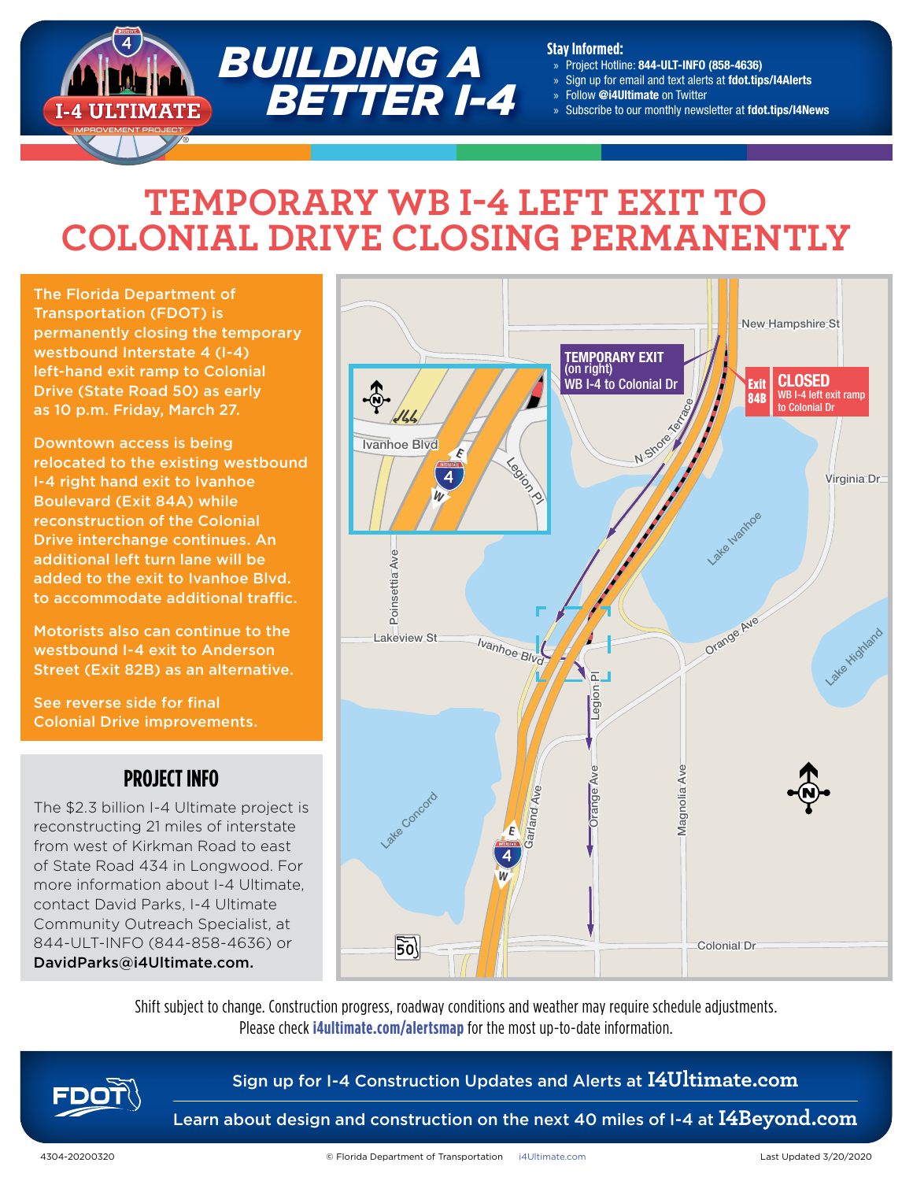# BUILDING A BETTER I-4

I-4 ULTIMATE IMPROVEMENT PROJECT

**Stay Informed:**

- » Project Hotline: **844-ULT-INFO (858-4636)**
- » Sign up for email and text alerts at **fdot.tips/I4Alerts**
- » Follow **@i4Ultimate** on Twitter
- » Subscribe to our monthly newsletter at **fdot.tips/I4News**

# TEMPORARY WB I-4 LEFT EXIT TO COLONIAL DRIVE CLOSING PERMANENTLY

The Florida Department of Transportation (FDOT) is permanently closing the temporary westbound Interstate 4 (I-4) left-hand exit ramp to Colonial Drive (State Road 50) as early as 10 p.m. Friday, March 27.

Downtown access is being relocated to the existing westbound I-4 right hand exit to Ivanhoe Boulevard (Exit 84A) while reconstruction of the Colonial Drive interchange continues. An additional left turn lane will be added to the exit to Ivanhoe Blvd. to accommodate additional traffic.

Motorists also can continue to the westbound I-4 exit to Anderson Street (Exit 82B) as an alternative.

See reverse side for final Colonial Drive improvements.

**TEMPORARY EXIT** (on right) WB I-4 to Colonial Dr

**Exit 84B CLOSED** WB I-4 left exit ramp to Colonial Dr

## PROJECT INFO

The $2.3 billion I-4 Ultimate project is reconstructing 21 miles of interstate from west of Kirkman Road to east of State Road 434 in Longwood. For more information about I-4 Ultimate, contact David Parks, I-4 Ultimate Community Outreach Specialist, at 844-ULT-INFO (844-858-4636) or **DavidParks@i4Ultimate.com.**

Shift subject to change. Construction progress, roadway conditions and weather may require schedule adjustments. Please check **i4ultimate.com/alertsmap** for the most up-to-date information.

Sign up for I-4 Construction Updates and Alerts at **I4Ultimate.com**

Learn about design and construction on the next 40 miles of I-4 at **I4Beyond.com**

4304-20200320 © Florida Department of Transportation i4Ultimate.com Last Updated 3/20/2020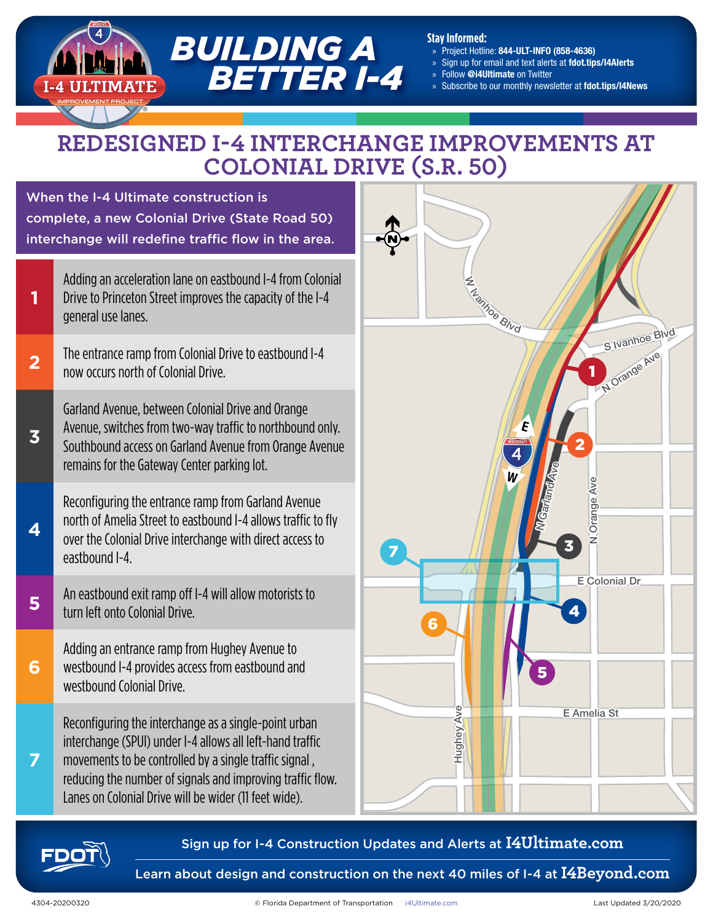# BUILDING A BETTER I-4

I-4 ULTIMATE IMPROVEMENT PROJECT

**Stay Informed:**

- Project Hotline: **844-ULT-INFO (858-4636)**
- Sign up for email and text alerts at **fdot.tips/I4Alerts**
- Follow **@i4Ultimate** on Twitter
- Subscribe to our monthly newsletter at **fdot.tips/I4News**

## REDESIGNED I-4 INTERCHANGE IMPROVEMENTS AT COLONIAL DRIVE (S.R. 50)

When the I-4 Ultimate construction is complete, a new Colonial Drive (State Road 50) interchange will redefine traffic flow in the area.

| | |
|---|---|
| 1 | Adding an acceleration lane on eastbound I-4 from Colonial Drive to Princeton Street improves the capacity of the I-4 general use lanes. |
| 2 | The entrance ramp from Colonial Drive to eastbound I-4 now occurs north of Colonial Drive. |
| 3 | Garland Avenue, between Colonial Drive and Orange Avenue, switches from two-way traffic to northbound only. Southbound access on Garland Avenue from Orange Avenue remains for the Gateway Center parking lot. |
| 4 | Reconfiguring the entrance ramp from Garland Avenue north of Amelia Street to eastbound I-4 allows traffic to fly over the Colonial Drive interchange with direct access to eastbound I-4. |
| 5 | An eastbound exit ramp off I-4 will allow motorists to turn left onto Colonial Drive. |
| 6 | Adding an entrance ramp from Hughey Avenue to westbound I-4 provides access from eastbound and westbound Colonial Drive. |
| 7 | Reconfiguring the interchange as a single-point urban interchange (SPUI) under I-4 allows all left-hand traffic movements to be controlled by a single traffic signal , reducing the number of signals and improving traffic flow. Lanes on Colonial Drive will be wider (11 feet wide). |

N

W Ivanhoe Blvd
S Ivanhoe Blvd
N Orange Ave
E
4
W
N Garland Ave
N Orange Ave
E Colonial Dr
E Amelia St
Hughey Ave
1
2
3
4
5
6
7

Sign up for I-4 Construction Updates and Alerts at **I4Ultimate.com**

Learn about design and construction on the next 40 miles of I-4 at **I4Beyond.com**

FDOT

4304-20200320 © Florida Department of Transportation i4Ultimate.com Last Updated 3/20/2020